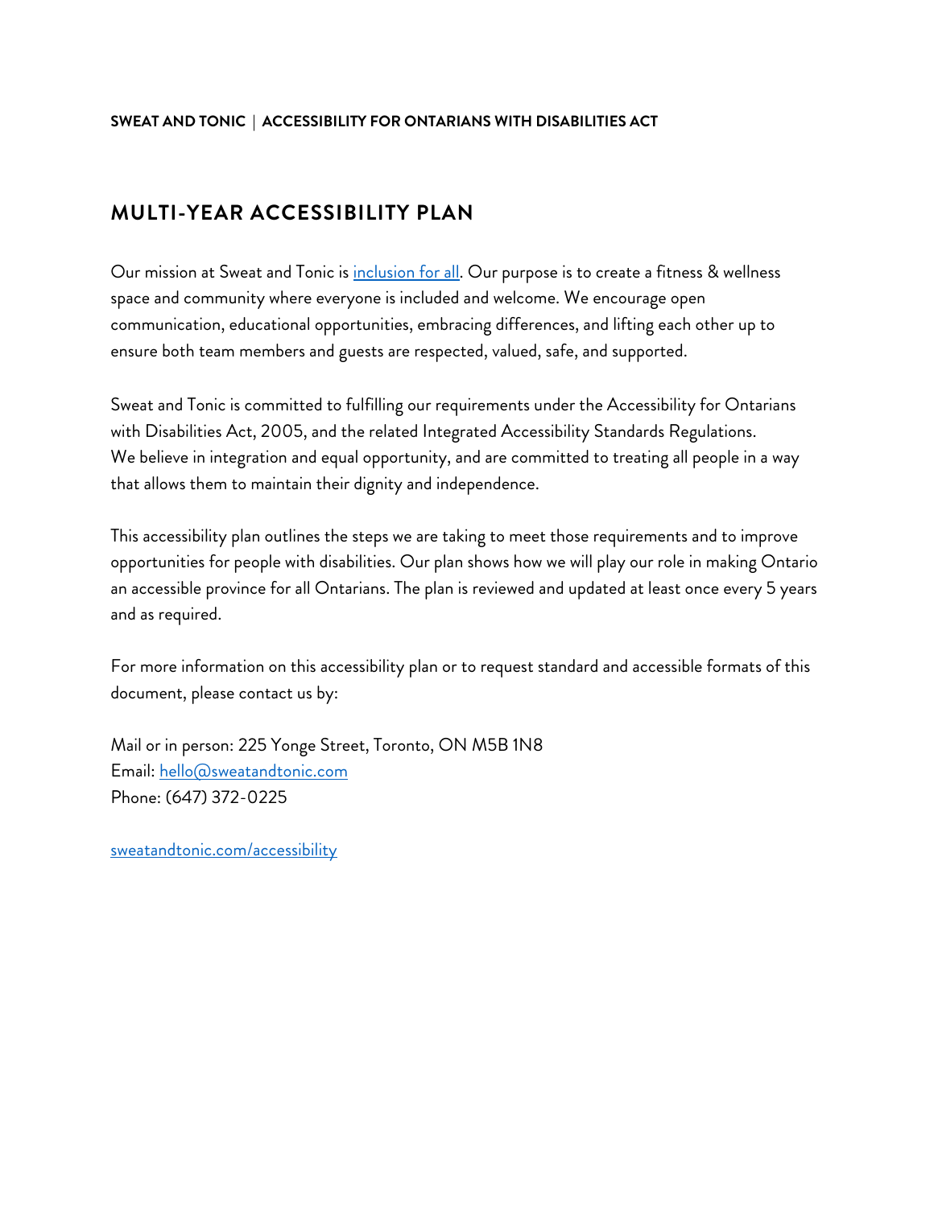**SWEAT AND TONIC | ACCESSIBILITY FOR ONTARIANS WITH DISABILITIES ACT**

## MULTI-YEAR ACCESSIBILITY PLAN

Our mission at Sweat and Tonic is [inclusion for all](). Our purpose is to create a fitness & wellness space and community where everyone is included and welcome. We encourage open communication, educational opportunities, embracing differences, and lifting each other up to ensure both team members and guests are respected, valued, safe, and supported.

Sweat and Tonic is committed to fulfilling our requirements under the Accessibility for Ontarians with Disabilities Act, 2005, and the related Integrated Accessibility Standards Regulations. We believe in integration and equal opportunity, and are committed to treating all people in a way that allows them to maintain their dignity and independence.

This accessibility plan outlines the steps we are taking to meet those requirements and to improve opportunities for people with disabilities. Our plan shows how we will play our role in making Ontario an accessible province for all Ontarians. The plan is reviewed and updated at least once every 5 years and as required.

For more information on this accessibility plan or to request standard and accessible formats of this document, please contact us by:

Mail or in person: 225 Yonge Street, Toronto, ON M5B 1N8
Email: [hello@sweatandtonic.com](mailto:hello@sweatandtonic.com)
Phone: (647) 372-0225

[sweatandtonic.com/accessibility]()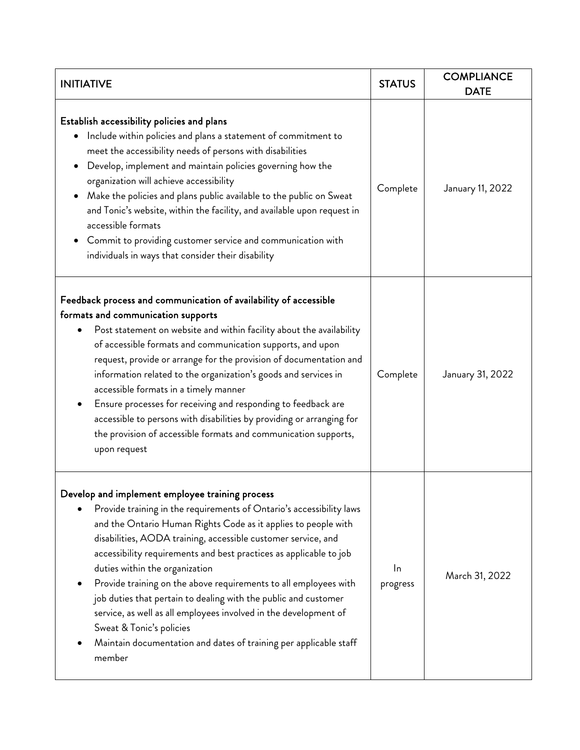| INITIATIVE | STATUS | COMPLIANCE DATE |
| --- | --- | --- |
| **Establish accessibility policies and plans**<br>• Include within policies and plans a statement of commitment to meet the accessibility needs of persons with disabilities<br>• Develop, implement and maintain policies governing how the organization will achieve accessibility<br>• Make the policies and plans public available to the public on Sweat and Tonic's website, within the facility, and available upon request in accessible formats<br>• Commit to providing customer service and communication with individuals in ways that consider their disability | Complete | January 11, 2022 |
| **Feedback process and communication of availability of accessible formats and communication supports**<br>• Post statement on website and within facility about the availability of accessible formats and communication supports, and upon request, provide or arrange for the provision of documentation and information related to the organization's goods and services in accessible formats in a timely manner<br>• Ensure processes for receiving and responding to feedback are accessible to persons with disabilities by providing or arranging for the provision of accessible formats and communication supports, upon request | Complete | January 31, 2022 |
| **Develop and implement employee training process**<br>• Provide training in the requirements of Ontario's accessibility laws and the Ontario Human Rights Code as it applies to people with disabilities, AODA training, accessible customer service, and accessibility requirements and best practices as applicable to job duties within the organization<br>• Provide training on the above requirements to all employees with job duties that pertain to dealing with the public and customer service, as well as all employees involved in the development of Sweat & Tonic's policies<br>• Maintain documentation and dates of training per applicable staff member | In progress | March 31, 2022 |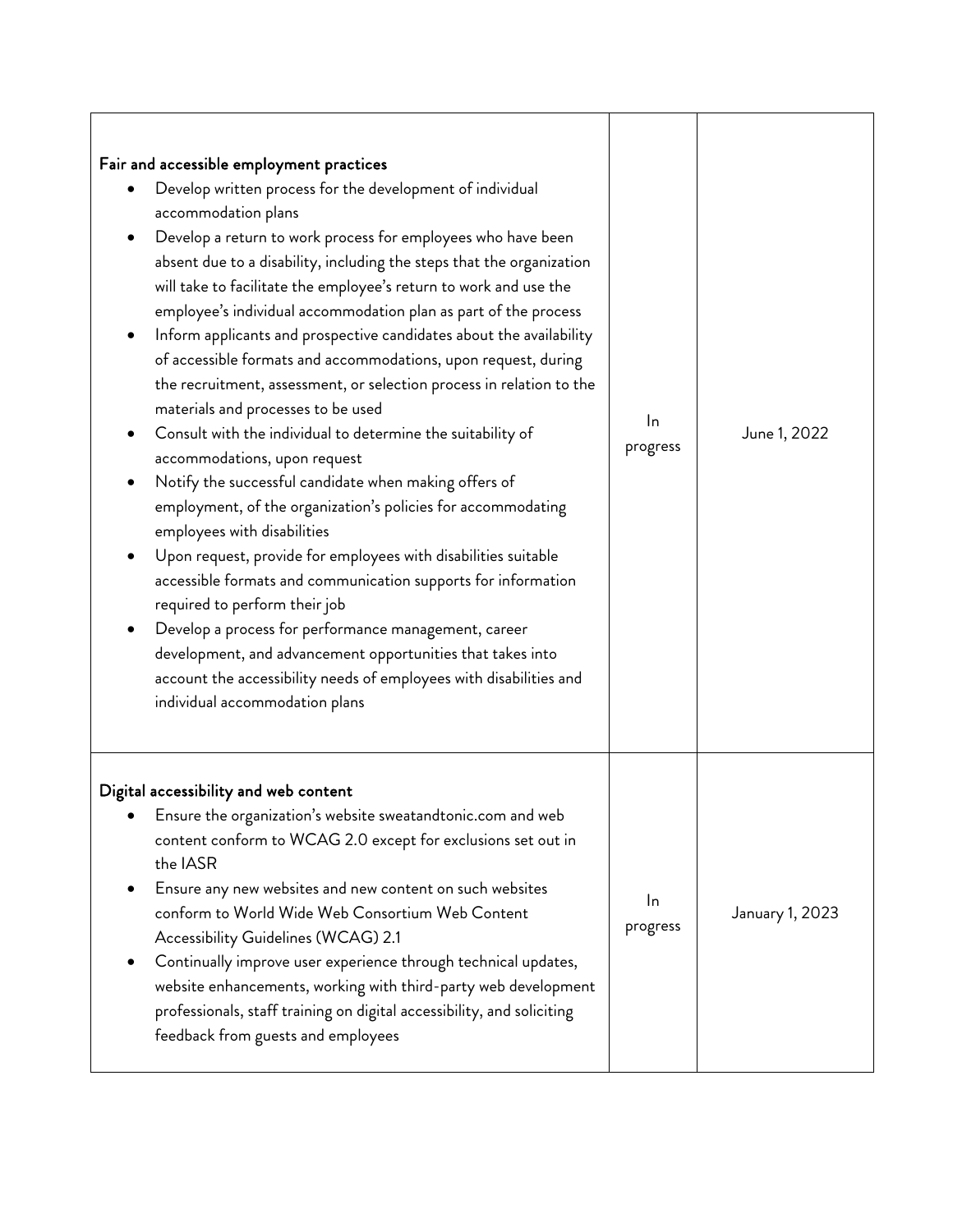| | | |
|---|---|---|
| **Fair and accessible employment practices**<br>• Develop written process for the development of individual accommodation plans<br>• Develop a return to work process for employees who have been absent due to a disability, including the steps that the organization will take to facilitate the employee's return to work and use the employee's individual accommodation plan as part of the process<br>• Inform applicants and prospective candidates about the availability of accessible formats and accommodations, upon request, during the recruitment, assessment, or selection process in relation to the materials and processes to be used<br>• Consult with the individual to determine the suitability of accommodations, upon request<br>• Notify the successful candidate when making offers of employment, of the organization's policies for accommodating employees with disabilities<br>• Upon request, provide for employees with disabilities suitable accessible formats and communication supports for information required to perform their job<br>• Develop a process for performance management, career development, and advancement opportunities that takes into account the accessibility needs of employees with disabilities and individual accommodation plans | In progress | June 1, 2022 |
| **Digital accessibility and web content**<br>• Ensure the organization's website sweatandtonic.com and web content conform to WCAG 2.0 except for exclusions set out in the IASR<br>• Ensure any new websites and new content on such websites conform to World Wide Web Consortium Web Content Accessibility Guidelines (WCAG) 2.1<br>• Continually improve user experience through technical updates, website enhancements, working with third-party web development professionals, staff training on digital accessibility, and soliciting feedback from guests and employees | In progress | January 1, 2023 |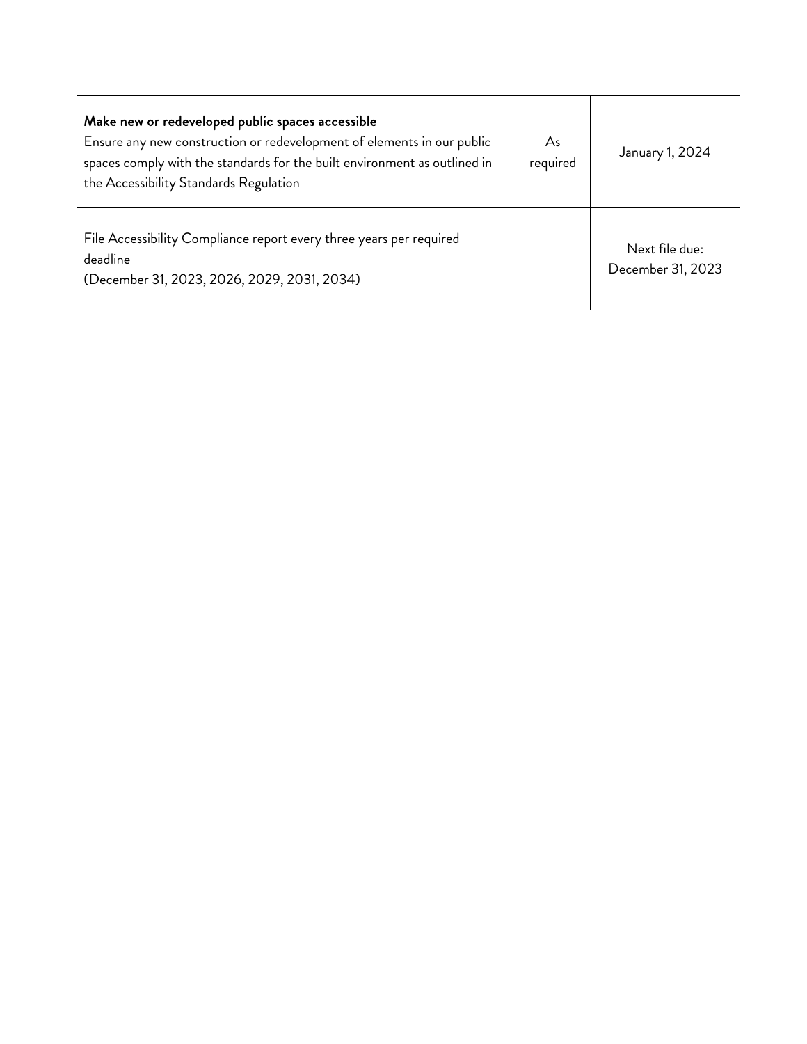| | | |
|---|---|---|
| **Make new or redeveloped public spaces accessible**<br>Ensure any new construction or redevelopment of elements in our public spaces comply with the standards for the built environment as outlined in the Accessibility Standards Regulation | As required | January 1, 2024 |
| File Accessibility Compliance report every three years per required deadline<br>(December 31, 2023, 2026, 2029, 2031, 2034) | | Next file due:<br>December 31, 2023 |